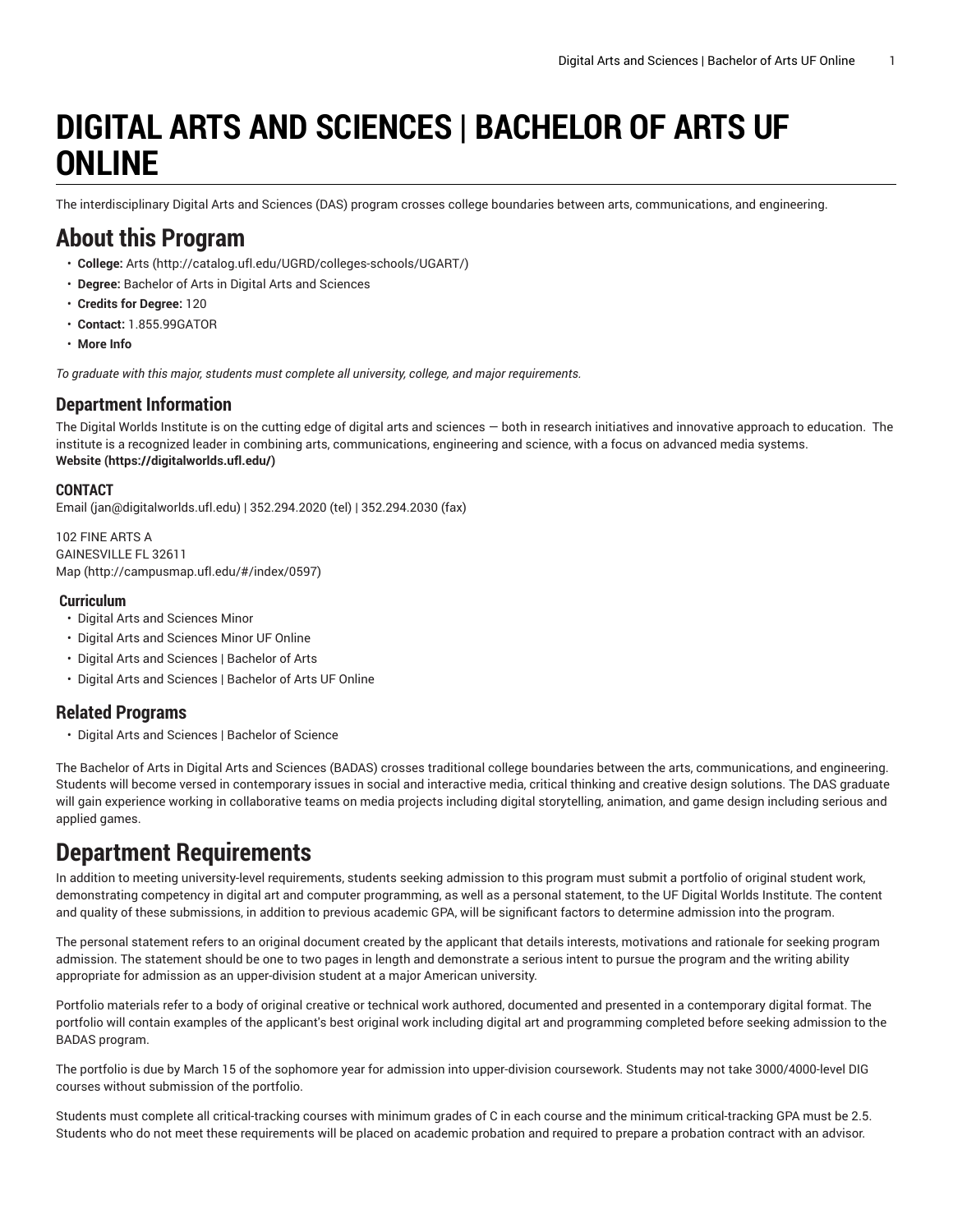# DIGITAL ARTS AND SCIENCES | BACHELOR OF ARTS UF ONLINE

The interdisciplinary Digital Arts and Sciences (DAS) program crosses college boundaries between arts, communications, and engineering.

## About this Program

- **College:** Arts (http://catalog.ufl.edu/UGRD/colleges-schools/UGART/)
- **Degree:** Bachelor of Arts in Digital Arts and Sciences
- **Credits for Degree:** 120
- **Contact:** 1.855.99GATOR
- **More Info**

*To graduate with this major, students must complete all university, college, and major requirements.*

### Department Information

The Digital Worlds Institute is on the cutting edge of digital arts and sciences — both in research initiatives and innovative approach to education. The institute is a recognized leader in combining arts, communications, engineering and science, with a focus on advanced media systems.
**Website (https://digitalworlds.ufl.edu/)**

#### CONTACT

Email (jan@digitalworlds.ufl.edu) | 352.294.2020 (tel) | 352.294.2030 (fax)

102 FINE ARTS A
GAINESVILLE FL 32611
Map (http://campusmap.ufl.edu/#/index/0597)

#### Curriculum

- Digital Arts and Sciences Minor
- Digital Arts and Sciences Minor UF Online
- Digital Arts and Sciences | Bachelor of Arts
- Digital Arts and Sciences | Bachelor of Arts UF Online

### Related Programs

- Digital Arts and Sciences | Bachelor of Science

The Bachelor of Arts in Digital Arts and Sciences (BADAS) crosses traditional college boundaries between the arts, communications, and engineering. Students will become versed in contemporary issues in social and interactive media, critical thinking and creative design solutions. The DAS graduate will gain experience working in collaborative teams on media projects including digital storytelling, animation, and game design including serious and applied games.

## Department Requirements

In addition to meeting university-level requirements, students seeking admission to this program must submit a portfolio of original student work, demonstrating competency in digital art and computer programming, as well as a personal statement, to the UF Digital Worlds Institute. The content and quality of these submissions, in addition to previous academic GPA, will be significant factors to determine admission into the program.

The personal statement refers to an original document created by the applicant that details interests, motivations and rationale for seeking program admission. The statement should be one to two pages in length and demonstrate a serious intent to pursue the program and the writing ability appropriate for admission as an upper-division student at a major American university.

Portfolio materials refer to a body of original creative or technical work authored, documented and presented in a contemporary digital format. The portfolio will contain examples of the applicant's best original work including digital art and programming completed before seeking admission to the BADAS program.

The portfolio is due by March 15 of the sophomore year for admission into upper-division coursework. Students may not take 3000/4000-level DIG courses without submission of the portfolio.

Students must complete all critical-tracking courses with minimum grades of C in each course and the minimum critical-tracking GPA must be 2.5. Students who do not meet these requirements will be placed on academic probation and required to prepare a probation contract with an advisor.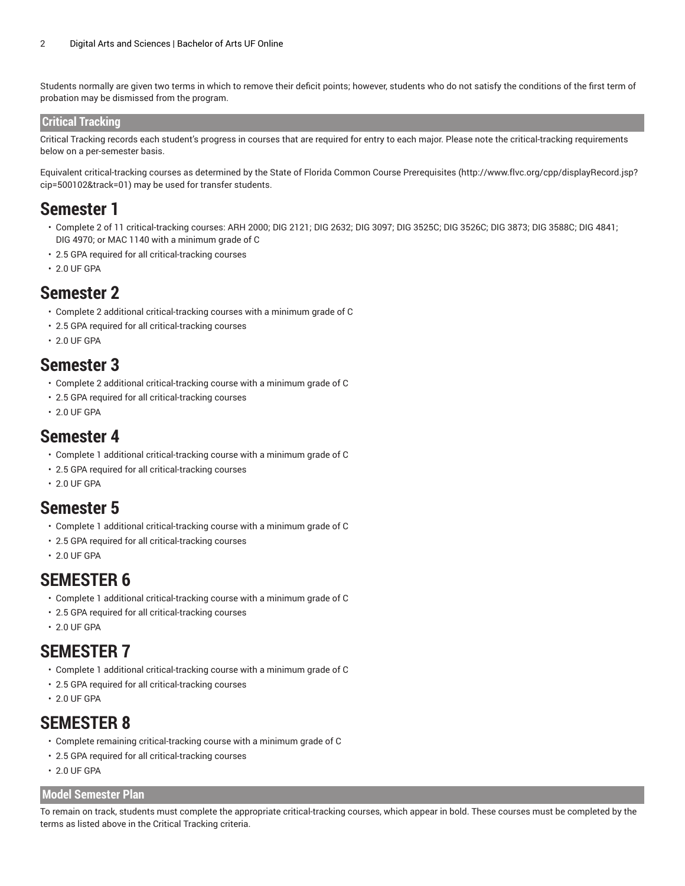Students normally are given two terms in which to remove their deficit points; however, students who do not satisfy the conditions of the first term of probation may be dismissed from the program.

## Critical Tracking

Critical Tracking records each student's progress in courses that are required for entry to each major. Please note the critical-tracking requirements below on a per-semester basis.

Equivalent critical-tracking courses as determined by the State of Florida Common Course Prerequisites (http://www.flvc.org/cpp/displayRecord.jsp?cip=500102&track=01) may be used for transfer students.

# Semester 1

- Complete 2 of 11 critical-tracking courses: ARH 2000; DIG 2121; DIG 2632; DIG 3097; DIG 3525C; DIG 3526C; DIG 3873; DIG 3588C; DIG 4841; DIG 4970; or MAC 1140 with a minimum grade of C
- 2.5 GPA required for all critical-tracking courses
- 2.0 UF GPA

# Semester 2

- Complete 2 additional critical-tracking courses with a minimum grade of C
- 2.5 GPA required for all critical-tracking courses
- 2.0 UF GPA

# Semester 3

- Complete 2 additional critical-tracking course with a minimum grade of C
- 2.5 GPA required for all critical-tracking courses
- 2.0 UF GPA

# Semester 4

- Complete 1 additional critical-tracking course with a minimum grade of C
- 2.5 GPA required for all critical-tracking courses
- 2.0 UF GPA

# Semester 5

- Complete 1 additional critical-tracking course with a minimum grade of C
- 2.5 GPA required for all critical-tracking courses
- 2.0 UF GPA

# SEMESTER 6

- Complete 1 additional critical-tracking course with a minimum grade of C
- 2.5 GPA required for all critical-tracking courses
- 2.0 UF GPA

# SEMESTER 7

- Complete 1 additional critical-tracking course with a minimum grade of C
- 2.5 GPA required for all critical-tracking courses
- 2.0 UF GPA

# SEMESTER 8

- Complete remaining critical-tracking course with a minimum grade of C
- 2.5 GPA required for all critical-tracking courses
- 2.0 UF GPA

## Model Semester Plan

To remain on track, students must complete the appropriate critical-tracking courses, which appear in bold. These courses must be completed by the terms as listed above in the Critical Tracking criteria.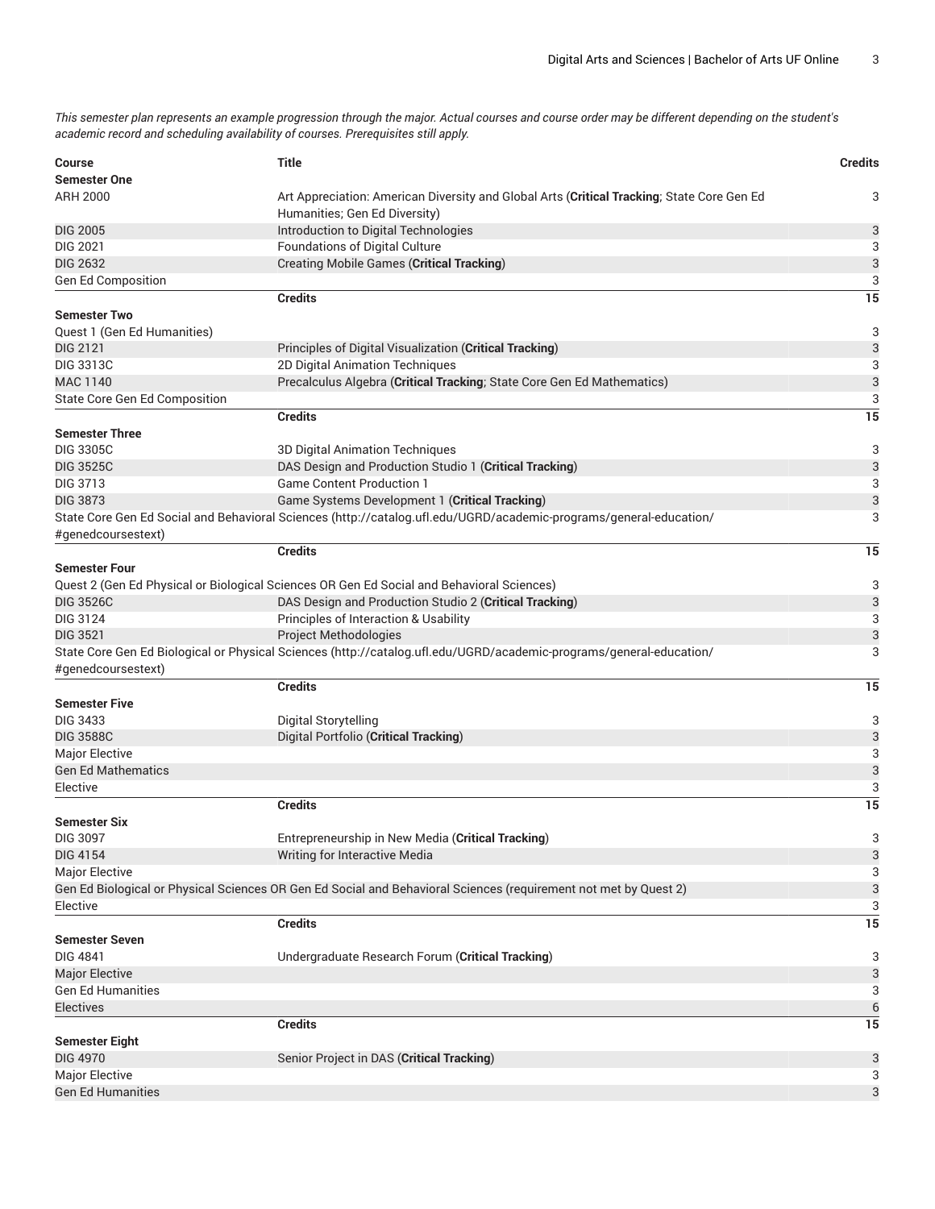*This semester plan represents an example progression through the major. Actual courses and course order may be different depending on the student's academic record and scheduling availability of courses. Prerequisites still apply.*

| Course | Title | Credits |
| --- | --- | --- |
| **Semester One** | | |
| ARH 2000 | Art Appreciation: American Diversity and Global Arts (**Critical Tracking**; State Core Gen Ed Humanities; Gen Ed Diversity) | 3 |
| DIG 2005 | Introduction to Digital Technologies | 3 |
| DIG 2021 | Foundations of Digital Culture | 3 |
| DIG 2632 | Creating Mobile Games (**Critical Tracking**) | 3 |
| Gen Ed Composition | | 3 |
| | **Credits** | **15** |
| **Semester Two** | | |
| Quest 1 (Gen Ed Humanities) | | 3 |
| DIG 2121 | Principles of Digital Visualization (**Critical Tracking**) | 3 |
| DIG 3313C | 2D Digital Animation Techniques | 3 |
| MAC 1140 | Precalculus Algebra (**Critical Tracking**; State Core Gen Ed Mathematics) | 3 |
| State Core Gen Ed Composition | | 3 |
| | **Credits** | **15** |
| **Semester Three** | | |
| DIG 3305C | 3D Digital Animation Techniques | 3 |
| DIG 3525C | DAS Design and Production Studio 1 (**Critical Tracking**) | 3 |
| DIG 3713 | Game Content Production 1 | 3 |
| DIG 3873 | Game Systems Development 1 (**Critical Tracking**) | 3 |
| State Core Gen Ed Social and Behavioral Sciences (http://catalog.ufl.edu/UGRD/academic-programs/general-education/#genedcoursestext) | | 3 |
| | **Credits** | **15** |
| **Semester Four** | | |
| Quest 2 (Gen Ed Physical or Biological Sciences OR Gen Ed Social and Behavioral Sciences) | | 3 |
| DIG 3526C | DAS Design and Production Studio 2 (**Critical Tracking**) | 3 |
| DIG 3124 | Principles of Interaction & Usability | 3 |
| DIG 3521 | Project Methodologies | 3 |
| State Core Gen Ed Biological or Physical Sciences (http://catalog.ufl.edu/UGRD/academic-programs/general-education/#genedcoursestext) | | 3 |
| | **Credits** | **15** |
| **Semester Five** | | |
| DIG 3433 | Digital Storytelling | 3 |
| DIG 3588C | Digital Portfolio (**Critical Tracking**) | 3 |
| Major Elective | | 3 |
| Gen Ed Mathematics | | 3 |
| Elective | | 3 |
| | **Credits** | **15** |
| **Semester Six** | | |
| DIG 3097 | Entrepreneurship in New Media (**Critical Tracking**) | 3 |
| DIG 4154 | Writing for Interactive Media | 3 |
| Major Elective | | 3 |
| Gen Ed Biological or Physical Sciences OR Gen Ed Social and Behavioral Sciences (requirement not met by Quest 2) | | 3 |
| Elective | | 3 |
| | **Credits** | **15** |
| **Semester Seven** | | |
| DIG 4841 | Undergraduate Research Forum (**Critical Tracking**) | 3 |
| Major Elective | | 3 |
| Gen Ed Humanities | | 3 |
| Electives | | 6 |
| | **Credits** | **15** |
| **Semester Eight** | | |
| DIG 4970 | Senior Project in DAS (**Critical Tracking**) | 3 |
| Major Elective | | 3 |
| Gen Ed Humanities | | 3 |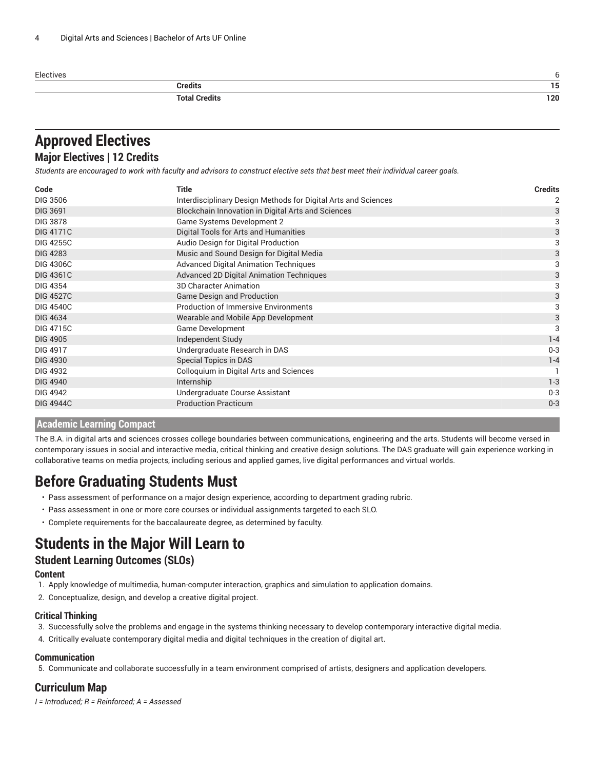| | | |
|---|---|---|
| Electives | | 6 |
| | **Credits** | **15** |
| | **Total Credits** | **120** |

# Approved Electives

## Major Electives | 12 Credits

*Students are encouraged to work with faculty and advisors to construct elective sets that best meet their individual career goals.*

| Code | Title | Credits |
|---|---|---|
| DIG 3506 | Interdisciplinary Design Methods for Digital Arts and Sciences | 2 |
| DIG 3691 | Blockchain Innovation in Digital Arts and Sciences | 3 |
| DIG 3878 | Game Systems Development 2 | 3 |
| DIG 4171C | Digital Tools for Arts and Humanities | 3 |
| DIG 4255C | Audio Design for Digital Production | 3 |
| DIG 4283 | Music and Sound Design for Digital Media | 3 |
| DIG 4306C | Advanced Digital Animation Techniques | 3 |
| DIG 4361C | Advanced 2D Digital Animation Techniques | 3 |
| DIG 4354 | 3D Character Animation | 3 |
| DIG 4527C | Game Design and Production | 3 |
| DIG 4540C | Production of Immersive Environments | 3 |
| DIG 4634 | Wearable and Mobile App Development | 3 |
| DIG 4715C | Game Development | 3 |
| DIG 4905 | Independent Study | 1-4 |
| DIG 4917 | Undergraduate Research in DAS | 0-3 |
| DIG 4930 | Special Topics in DAS | 1-4 |
| DIG 4932 | Colloquium in Digital Arts and Sciences | 1 |
| DIG 4940 | Internship | 1-3 |
| DIG 4942 | Undergraduate Course Assistant | 0-3 |
| DIG 4944C | Production Practicum | 0-3 |

## Academic Learning Compact

The B.A. in digital arts and sciences crosses college boundaries between communications, engineering and the arts. Students will become versed in contemporary issues in social and interactive media, critical thinking and creative design solutions. The DAS graduate will gain experience working in collaborative teams on media projects, including serious and applied games, live digital performances and virtual worlds.

# Before Graduating Students Must

- Pass assessment of performance on a major design experience, according to department grading rubric.
- Pass assessment in one or more core courses or individual assignments targeted to each SLO.
- Complete requirements for the baccalaureate degree, as determined by faculty.

# Students in the Major Will Learn to

## Student Learning Outcomes (SLOs)

### Content

1. Apply knowledge of multimedia, human-computer interaction, graphics and simulation to application domains.
2. Conceptualize, design, and develop a creative digital project.

### Critical Thinking

3. Successfully solve the problems and engage in the systems thinking necessary to develop contemporary interactive digital media.
4. Critically evaluate contemporary digital media and digital techniques in the creation of digital art.

### Communication

5. Communicate and collaborate successfully in a team environment comprised of artists, designers and application developers.

## Curriculum Map

*I = Introduced; R = Reinforced; A = Assessed*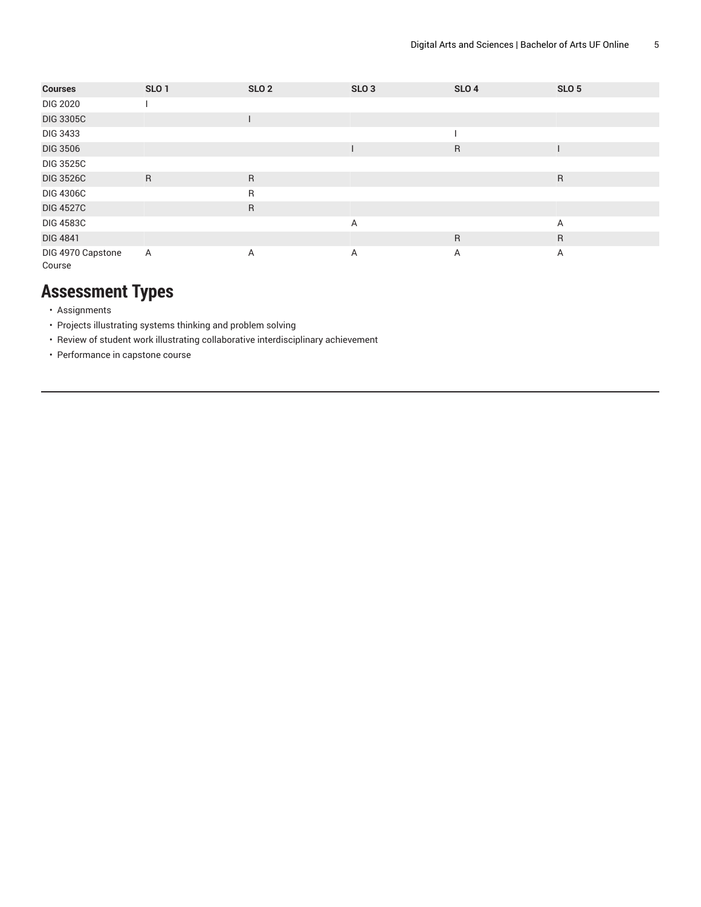| Courses | SLO 1 | SLO 2 | SLO 3 | SLO 4 | SLO 5 |
|---|---|---|---|---|---|
| DIG 2020 | I | | | | |
| DIG 3305C | | I | | | |
| DIG 3433 | | | | I | |
| DIG 3506 | | | I | R | I |
| DIG 3525C | | | | | |
| DIG 3526C | R | R | | | R |
| DIG 4306C | | R | | | |
| DIG 4527C | | R | | | |
| DIG 4583C | | | A | | A |
| DIG 4841 | | | | R | R |
| DIG 4970 Capstone Course | A | A | A | A | A |

## Assessment Types

- Assignments
- Projects illustrating systems thinking and problem solving
- Review of student work illustrating collaborative interdisciplinary achievement
- Performance in capstone course